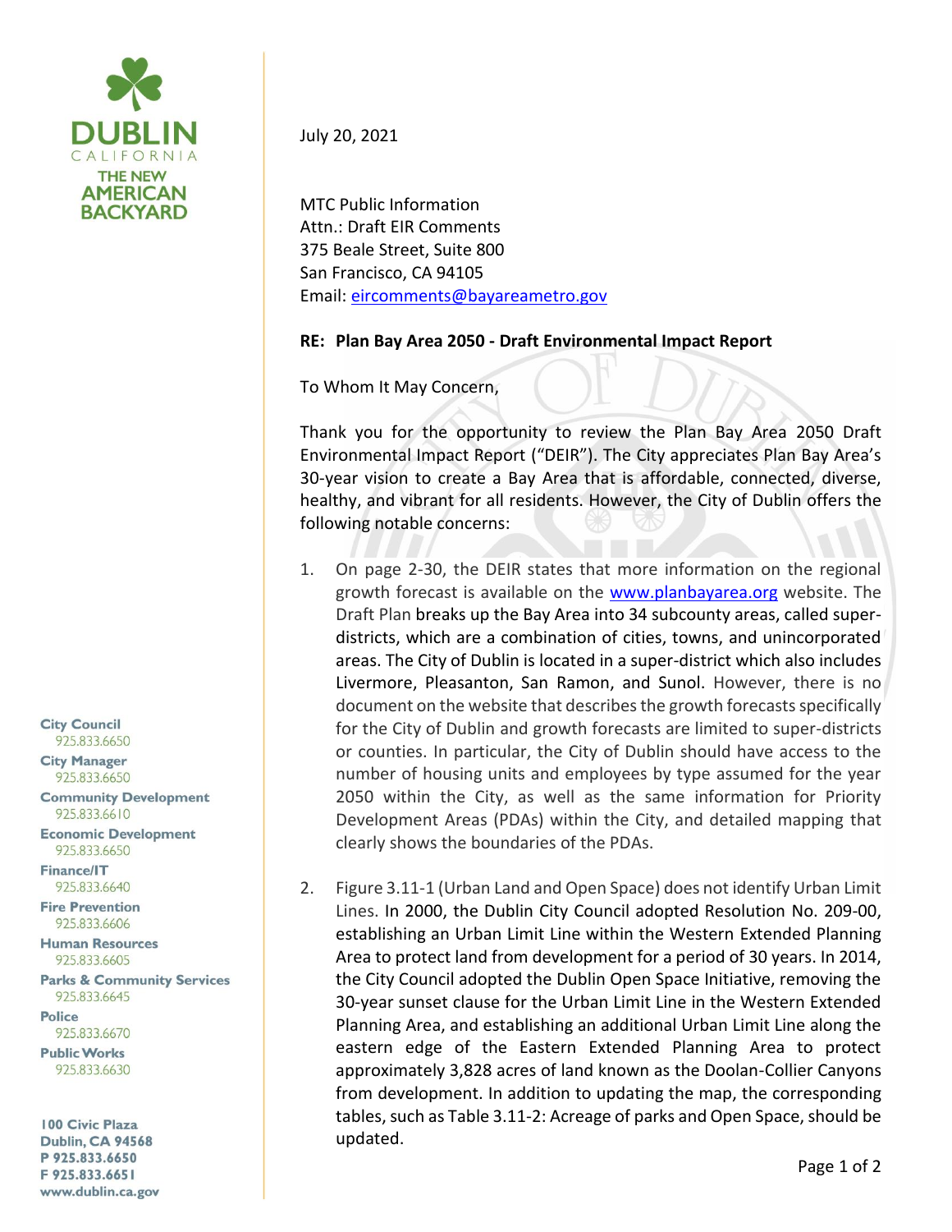DUBLIN
CALIFORNIA
THE NEW AMERICAN BACKYARD

July 20, 2021

MTC Public Information
Attn.: Draft EIR Comments
375 Beale Street, Suite 800
San Francisco, CA 94105
Email: eircomments@bayareametro.gov

**RE: Plan Bay Area 2050 - Draft Environmental Impact Report**

To Whom It May Concern,

Thank you for the opportunity to review the Plan Bay Area 2050 Draft Environmental Impact Report ("DEIR"). The City appreciates Plan Bay Area's 30-year vision to create a Bay Area that is affordable, connected, diverse, healthy, and vibrant for all residents. However, the City of Dublin offers the following notable concerns:

1. On page 2-30, the DEIR states that more information on the regional growth forecast is available on the www.planbayarea.org website. The Draft Plan breaks up the Bay Area into 34 subcounty areas, called super-districts, which are a combination of cities, towns, and unincorporated areas. The City of Dublin is located in a super-district which also includes Livermore, Pleasanton, San Ramon, and Sunol. However, there is no document on the website that describes the growth forecasts specifically for the City of Dublin and growth forecasts are limited to super-districts or counties. In particular, the City of Dublin should have access to the number of housing units and employees by type assumed for the year 2050 within the City, as well as the same information for Priority Development Areas (PDAs) within the City, and detailed mapping that clearly shows the boundaries of the PDAs.

2. Figure 3.11-1 (Urban Land and Open Space) does not identify Urban Limit Lines. In 2000, the Dublin City Council adopted Resolution No. 209-00, establishing an Urban Limit Line within the Western Extended Planning Area to protect land from development for a period of 30 years. In 2014, the City Council adopted the Dublin Open Space Initiative, removing the 30-year sunset clause for the Urban Limit Line in the Western Extended Planning Area, and establishing an additional Urban Limit Line along the eastern edge of the Eastern Extended Planning Area to protect approximately 3,828 acres of land known as the Doolan-Collier Canyons from development. In addition to updating the map, the corresponding tables, such as Table 3.11-2: Acreage of parks and Open Space, should be updated.

City Council 925.833.6650
City Manager 925.833.6650
Community Development 925.833.6610
Economic Development 925.833.6650
Finance/IT 925.833.6640
Fire Prevention 925.833.6606
Human Resources 925.833.6605
Parks & Community Services 925.833.6645
Police 925.833.6670
Public Works 925.833.6630

100 Civic Plaza
Dublin, CA 94568
P 925.833.6650
F 925.833.6651
www.dublin.ca.gov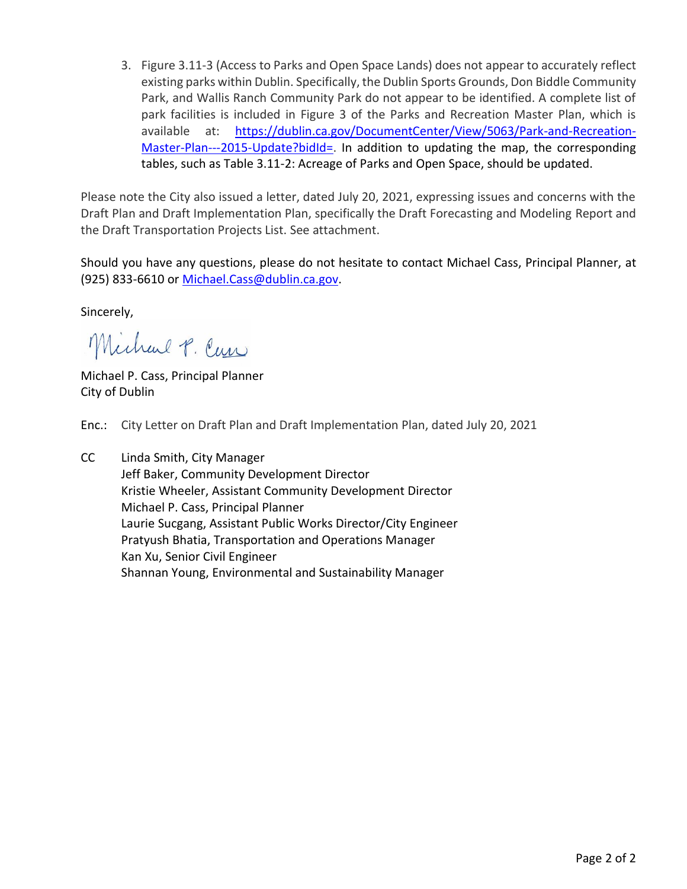3. Figure 3.11-3 (Access to Parks and Open Space Lands) does not appear to accurately reflect existing parks within Dublin. Specifically, the Dublin Sports Grounds, Don Biddle Community Park, and Wallis Ranch Community Park do not appear to be identified. A complete list of park facilities is included in Figure 3 of the Parks and Recreation Master Plan, which is available at: [https://dublin.ca.gov/DocumentCenter/View/5063/Park-and-Recreation-Master-Plan---2015-Update?bidId=](https://dublin.ca.gov/DocumentCenter/View/5063/Park-and-Recreation-Master-Plan---2015-Update?bidId=). In addition to updating the map, the corresponding tables, such as Table 3.11-2: Acreage of Parks and Open Space, should be updated.

Please note the City also issued a letter, dated July 20, 2021, expressing issues and concerns with the Draft Plan and Draft Implementation Plan, specifically the Draft Forecasting and Modeling Report and the Draft Transportation Projects List. See attachment.

Should you have any questions, please do not hesitate to contact Michael Cass, Principal Planner, at (925) 833-6610 or [Michael.Cass@dublin.ca.gov](mailto:Michael.Cass@dublin.ca.gov).

Sincerely,

Michael P. Cass

Michael P. Cass, Principal Planner
City of Dublin

Enc.: City Letter on Draft Plan and Draft Implementation Plan, dated July 20, 2021

CC Linda Smith, City Manager
Jeff Baker, Community Development Director
Kristie Wheeler, Assistant Community Development Director
Michael P. Cass, Principal Planner
Laurie Sucgang, Assistant Public Works Director/City Engineer
Pratyush Bhatia, Transportation and Operations Manager
Kan Xu, Senior Civil Engineer
Shannan Young, Environmental and Sustainability Manager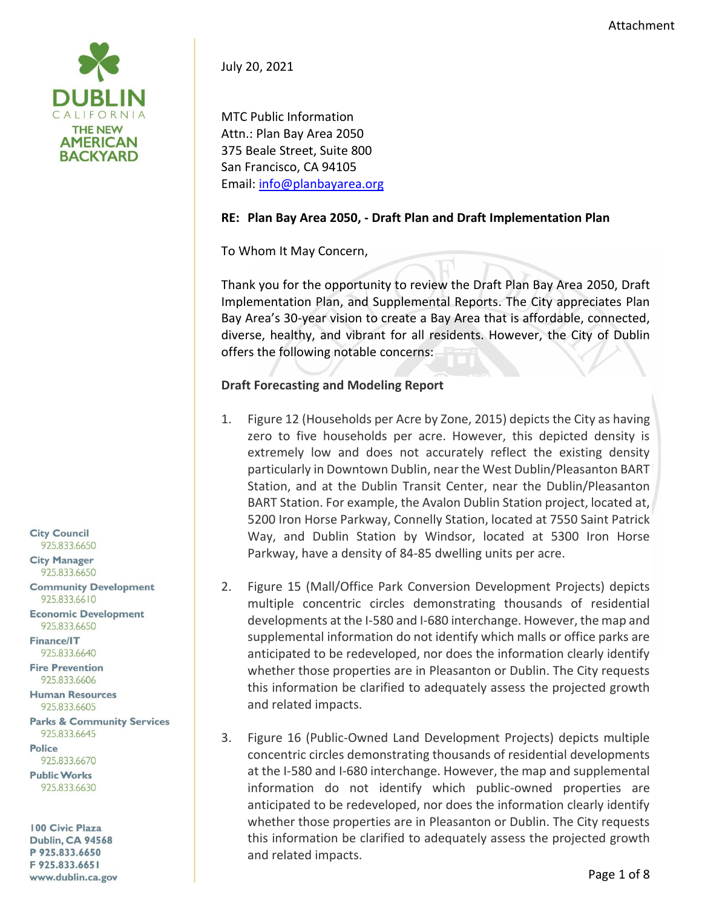Attachment

**DUBLIN**
CALIFORNIA
THE NEW AMERICAN BACKYARD

**City Council**
925.833.6650
**City Manager**
925.833.6650
**Community Development**
925.833.6610
**Economic Development**
925.833.6650
**Finance/IT**
925.833.6640
**Fire Prevention**
925.833.6606
**Human Resources**
925.833.6605
**Parks & Community Services**
925.833.6645
**Police**
925.833.6670
**Public Works**
925.833.6630

**100 Civic Plaza**
**Dublin, CA 94568**
**P 925.833.6650**
**F 925.833.6651**
**www.dublin.ca.gov**

July 20, 2021

MTC Public Information
Attn.: Plan Bay Area 2050
375 Beale Street, Suite 800
San Francisco, CA 94105
Email: info@planbayarea.org

**RE: Plan Bay Area 2050, - Draft Plan and Draft Implementation Plan**

To Whom It May Concern,

Thank you for the opportunity to review the Draft Plan Bay Area 2050, Draft Implementation Plan, and Supplemental Reports. The City appreciates Plan Bay Area's 30-year vision to create a Bay Area that is affordable, connected, diverse, healthy, and vibrant for all residents. However, the City of Dublin offers the following notable concerns:

**Draft Forecasting and Modeling Report**

1. Figure 12 (Households per Acre by Zone, 2015) depicts the City as having zero to five households per acre. However, this depicted density is extremely low and does not accurately reflect the existing density particularly in Downtown Dublin, near the West Dublin/Pleasanton BART Station, and at the Dublin Transit Center, near the Dublin/Pleasanton BART Station. For example, the Avalon Dublin Station project, located at, 5200 Iron Horse Parkway, Connelly Station, located at 7550 Saint Patrick Way, and Dublin Station by Windsor, located at 5300 Iron Horse Parkway, have a density of 84-85 dwelling units per acre.

2. Figure 15 (Mall/Office Park Conversion Development Projects) depicts multiple concentric circles demonstrating thousands of residential developments at the I-580 and I-680 interchange. However, the map and supplemental information do not identify which malls or office parks are anticipated to be redeveloped, nor does the information clearly identify whether those properties are in Pleasanton or Dublin. The City requests this information be clarified to adequately assess the projected growth and related impacts.

3. Figure 16 (Public-Owned Land Development Projects) depicts multiple concentric circles demonstrating thousands of residential developments at the I-580 and I-680 interchange. However, the map and supplemental information do not identify which public-owned properties are anticipated to be redeveloped, nor does the information clearly identify whether those properties are in Pleasanton or Dublin. The City requests this information be clarified to adequately assess the projected growth and related impacts.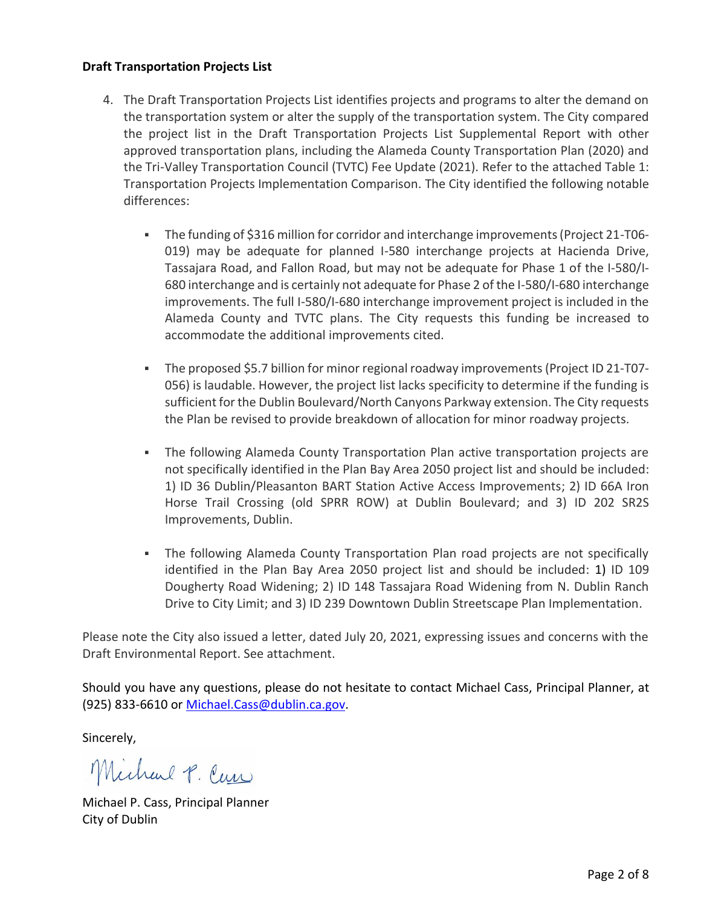**Draft Transportation Projects List**

4. The Draft Transportation Projects List identifies projects and programs to alter the demand on the transportation system or alter the supply of the transportation system. The City compared the project list in the Draft Transportation Projects List Supplemental Report with other approved transportation plans, including the Alameda County Transportation Plan (2020) and the Tri-Valley Transportation Council (TVTC) Fee Update (2021). Refer to the attached Table 1: Transportation Projects Implementation Comparison. The City identified the following notable differences:

   - The funding of $316 million for corridor and interchange improvements (Project 21-T06-019) may be adequate for planned I-580 interchange projects at Hacienda Drive, Tassajara Road, and Fallon Road, but may not be adequate for Phase 1 of the I-580/I-680 interchange and is certainly not adequate for Phase 2 of the I-580/I-680 interchange improvements. The full I-580/I-680 interchange improvement project is included in the Alameda County and TVTC plans. The City requests this funding be increased to accommodate the additional improvements cited.

   - The proposed $5.7 billion for minor regional roadway improvements (Project ID 21-T07-056) is laudable. However, the project list lacks specificity to determine if the funding is sufficient for the Dublin Boulevard/North Canyons Parkway extension. The City requests the Plan be revised to provide breakdown of allocation for minor roadway projects.

   - The following Alameda County Transportation Plan active transportation projects are not specifically identified in the Plan Bay Area 2050 project list and should be included: 1) ID 36 Dublin/Pleasanton BART Station Active Access Improvements; 2) ID 66A Iron Horse Trail Crossing (old SPRR ROW) at Dublin Boulevard; and 3) ID 202 SR2S Improvements, Dublin.

   - The following Alameda County Transportation Plan road projects are not specifically identified in the Plan Bay Area 2050 project list and should be included: 1) ID 109 Dougherty Road Widening; 2) ID 148 Tassajara Road Widening from N. Dublin Ranch Drive to City Limit; and 3) ID 239 Downtown Dublin Streetscape Plan Implementation.

Please note the City also issued a letter, dated July 20, 2021, expressing issues and concerns with the Draft Environmental Report. See attachment.

Should you have any questions, please do not hesitate to contact Michael Cass, Principal Planner, at (925) 833-6610 or Michael.Cass@dublin.ca.gov.

Sincerely,

Michael P. Cass

Michael P. Cass, Principal Planner
City of Dublin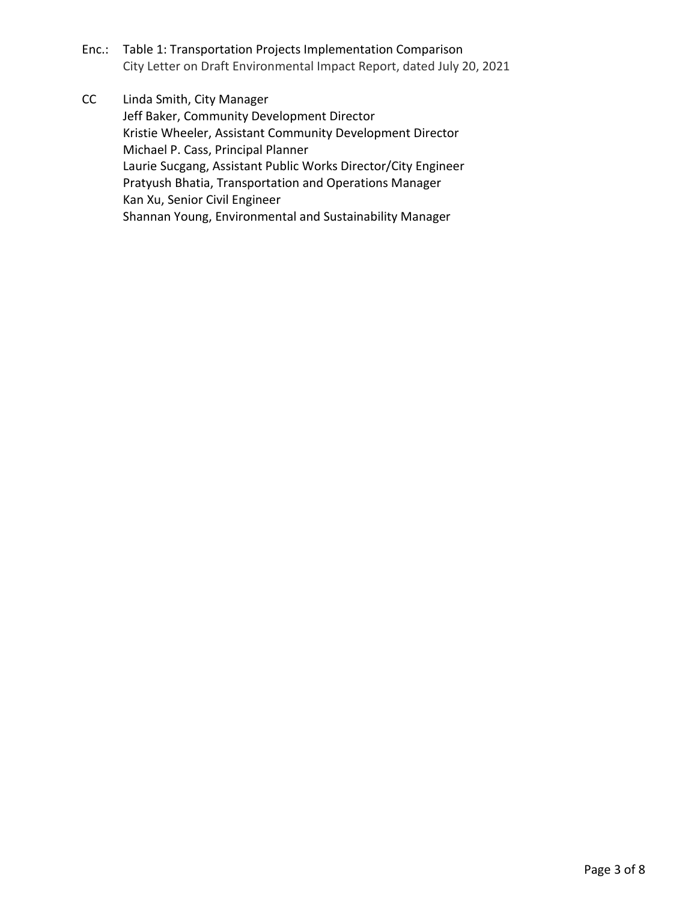Enc.: Table 1: Transportation Projects Implementation Comparison
City Letter on Draft Environmental Impact Report, dated July 20, 2021

CC Linda Smith, City Manager
Jeff Baker, Community Development Director
Kristie Wheeler, Assistant Community Development Director
Michael P. Cass, Principal Planner
Laurie Sucgang, Assistant Public Works Director/City Engineer
Pratyush Bhatia, Transportation and Operations Manager
Kan Xu, Senior Civil Engineer
Shannan Young, Environmental and Sustainability Manager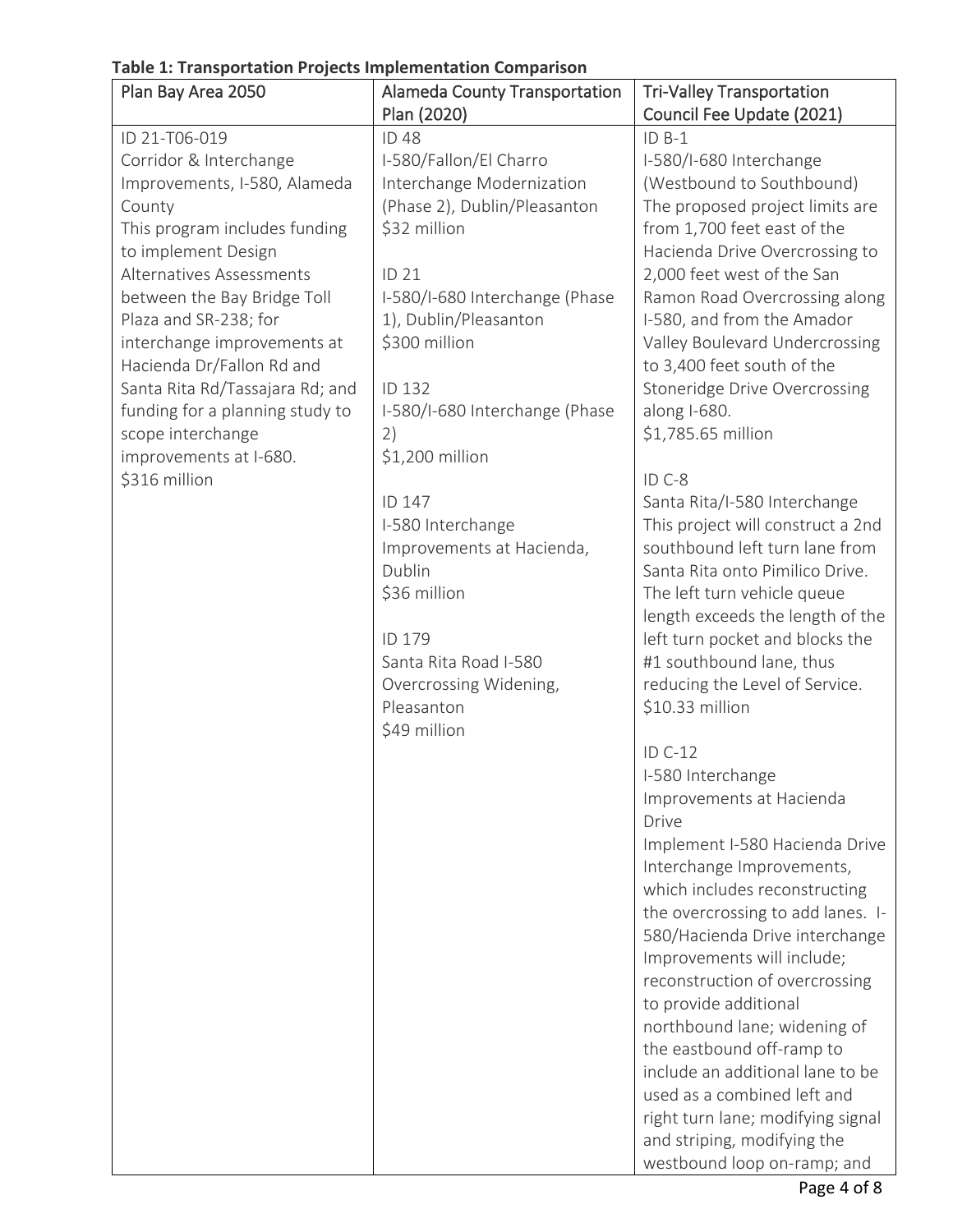**Table 1: Transportation Projects Implementation Comparison**

| Plan Bay Area 2050 | Alameda County Transportation Plan (2020) | Tri-Valley Transportation Council Fee Update (2021) |
|---|---|---|
| ID 21-T06-019<br>Corridor & Interchange Improvements, I-580, Alameda County<br>This program includes funding to implement Design Alternatives Assessments between the Bay Bridge Toll Plaza and SR-238; for interchange improvements at Hacienda Dr/Fallon Rd and Santa Rita Rd/Tassajara Rd; and funding for a planning study to scope interchange improvements at I-680.<br>$316 million | ID 48<br>I-580/Fallon/El Charro Interchange Modernization (Phase 2), Dublin/Pleasanton<br>$32 million<br><br>ID 21<br>I-580/I-680 Interchange (Phase 1), Dublin/Pleasanton<br>$300 million<br><br>ID 132<br>I-580/I-680 Interchange (Phase 2)<br>$1,200 million<br><br>ID 147<br>I-580 Interchange Improvements at Hacienda, Dublin<br>$36 million<br><br>ID 179<br>Santa Rita Road I-580 Overcrossing Widening, Pleasanton<br>$49 million | ID B-1<br>I-580/I-680 Interchange (Westbound to Southbound)<br>The proposed project limits are from 1,700 feet east of the Hacienda Drive Overcrossing to 2,000 feet west of the San Ramon Road Overcrossing along I-580, and from the Amador Valley Boulevard Undercrossing to 3,400 feet south of the Stoneridge Drive Overcrossing along I-680.<br>$1,785.65 million<br><br>ID C-8<br>Santa Rita/I-580 Interchange<br>This project will construct a 2nd southbound left turn lane from Santa Rita onto Pimilico Drive. The left turn vehicle queue length exceeds the length of the left turn pocket and blocks the #1 southbound lane, thus reducing the Level of Service.<br>$10.33 million<br><br>ID C-12<br>I-580 Interchange Improvements at Hacienda Drive<br>Implement I-580 Hacienda Drive Interchange Improvements, which includes reconstructing the overcrossing to add lanes. I-580/Hacienda Drive interchange Improvements will include; reconstruction of overcrossing to provide additional northbound lane; widening of the eastbound off-ramp to include an additional lane to be used as a combined left and right turn lane; modifying signal and striping, modifying the westbound loop on-ramp; and |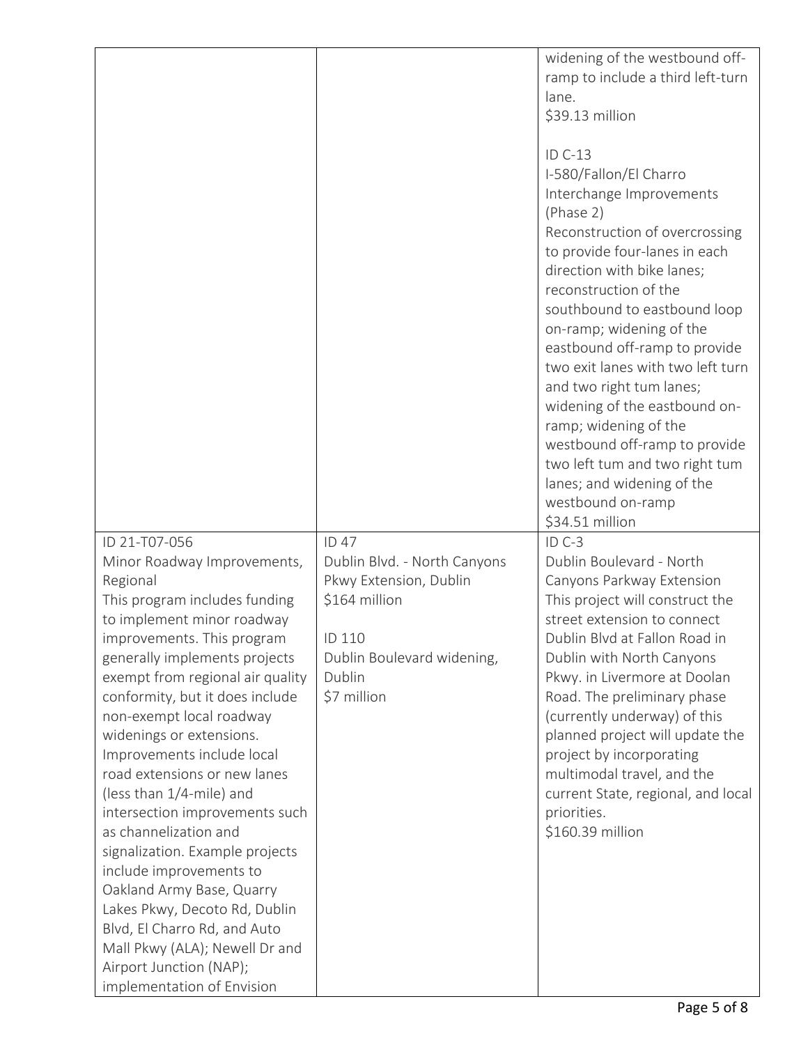| | | |
|---|---|---|
| | | widening of the westbound off-ramp to include a third left-turn lane.<br>$39.13 million<br><br>ID C-13<br>I-580/Fallon/El Charro Interchange Improvements (Phase 2)<br>Reconstruction of overcrossing to provide four-lanes in each direction with bike lanes; reconstruction of the southbound to eastbound loop on-ramp; widening of the eastbound off-ramp to provide two exit lanes with two left turn and two right tum lanes; widening of the eastbound on-ramp; widening of the westbound off-ramp to provide two left tum and two right tum lanes; and widening of the westbound on-ramp<br>$34.51 million |
| ID 21-T07-056<br>Minor Roadway Improvements, Regional<br>This program includes funding to implement minor roadway improvements. This program generally implements projects exempt from regional air quality conformity, but it does include non-exempt local roadway widenings or extensions. Improvements include local road extensions or new lanes (less than 1/4-mile) and intersection improvements such as channelization and signalization. Example projects include improvements to Oakland Army Base, Quarry Lakes Pkwy, Decoto Rd, Dublin Blvd, El Charro Rd, and Auto Mall Pkwy (ALA); Newell Dr and Airport Junction (NAP); implementation of Envision | ID 47<br>Dublin Blvd. - North Canyons Pkwy Extension, Dublin<br>$164 million<br><br>ID 110<br>Dublin Boulevard widening, Dublin<br>$7 million | ID C-3<br>Dublin Boulevard - North Canyons Parkway Extension<br>This project will construct the street extension to connect Dublin Blvd at Fallon Road in Dublin with North Canyons Pkwy. in Livermore at Doolan Road. The preliminary phase (currently underway) of this planned project will update the project by incorporating multimodal travel, and the current State, regional, and local priorities.<br>$160.39 million |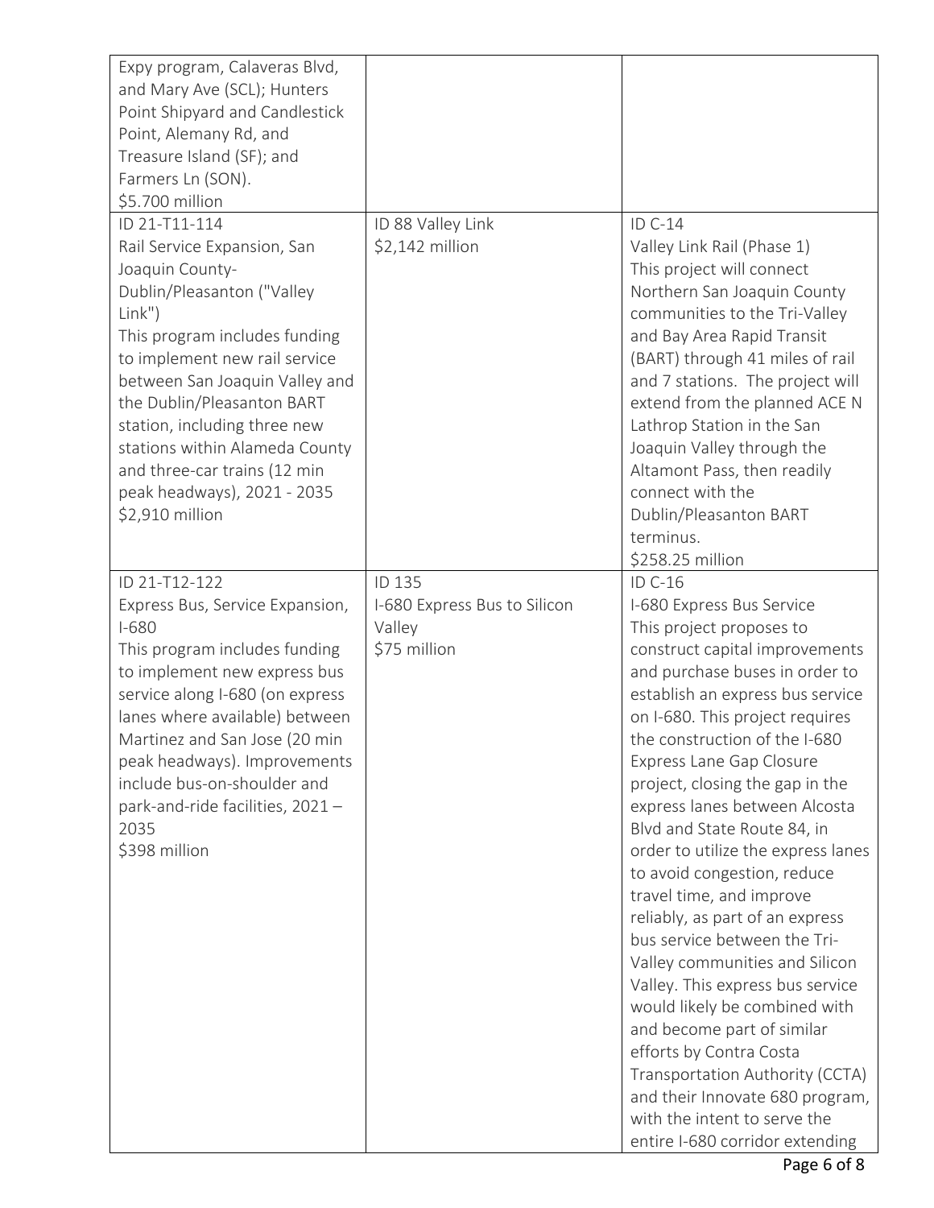| | | |
|---|---|---|
| Expy program, Calaveras Blvd, and Mary Ave (SCL); Hunters Point Shipyard and Candlestick Point, Alemany Rd, and Treasure Island (SF); and Farmers Ln (SON).<br>$5.700 million | | |
| ID 21-T11-114<br>Rail Service Expansion, San Joaquin County-Dublin/Pleasanton ("Valley Link")<br>This program includes funding to implement new rail service between San Joaquin Valley and the Dublin/Pleasanton BART station, including three new stations within Alameda County and three-car trains (12 min peak headways), 2021 - 2035<br>$2,910 million | ID 88 Valley Link<br>$2,142 million | ID C-14<br>Valley Link Rail (Phase 1)<br>This project will connect Northern San Joaquin County communities to the Tri-Valley and Bay Area Rapid Transit (BART) through 41 miles of rail and 7 stations. The project will extend from the planned ACE N Lathrop Station in the San Joaquin Valley through the Altamont Pass, then readily connect with the Dublin/Pleasanton BART terminus.<br>$258.25 million |
| ID 21-T12-122<br>Express Bus, Service Expansion, I-680<br>This program includes funding to implement new express bus service along I-680 (on express lanes where available) between Martinez and San Jose (20 min peak headways). Improvements include bus-on-shoulder and park-and-ride facilities, 2021 – 2035<br>$398 million | ID 135<br>I-680 Express Bus to Silicon Valley<br>$75 million | ID C-16<br>I-680 Express Bus Service<br>This project proposes to construct capital improvements and purchase buses in order to establish an express bus service on I-680. This project requires the construction of the I-680 Express Lane Gap Closure project, closing the gap in the express lanes between Alcosta Blvd and State Route 84, in order to utilize the express lanes to avoid congestion, reduce travel time, and improve reliably, as part of an express bus service between the Tri-Valley communities and Silicon Valley. This express bus service would likely be combined with and become part of similar efforts by Contra Costa Transportation Authority (CCTA) and their Innovate 680 program, with the intent to serve the entire I-680 corridor extending |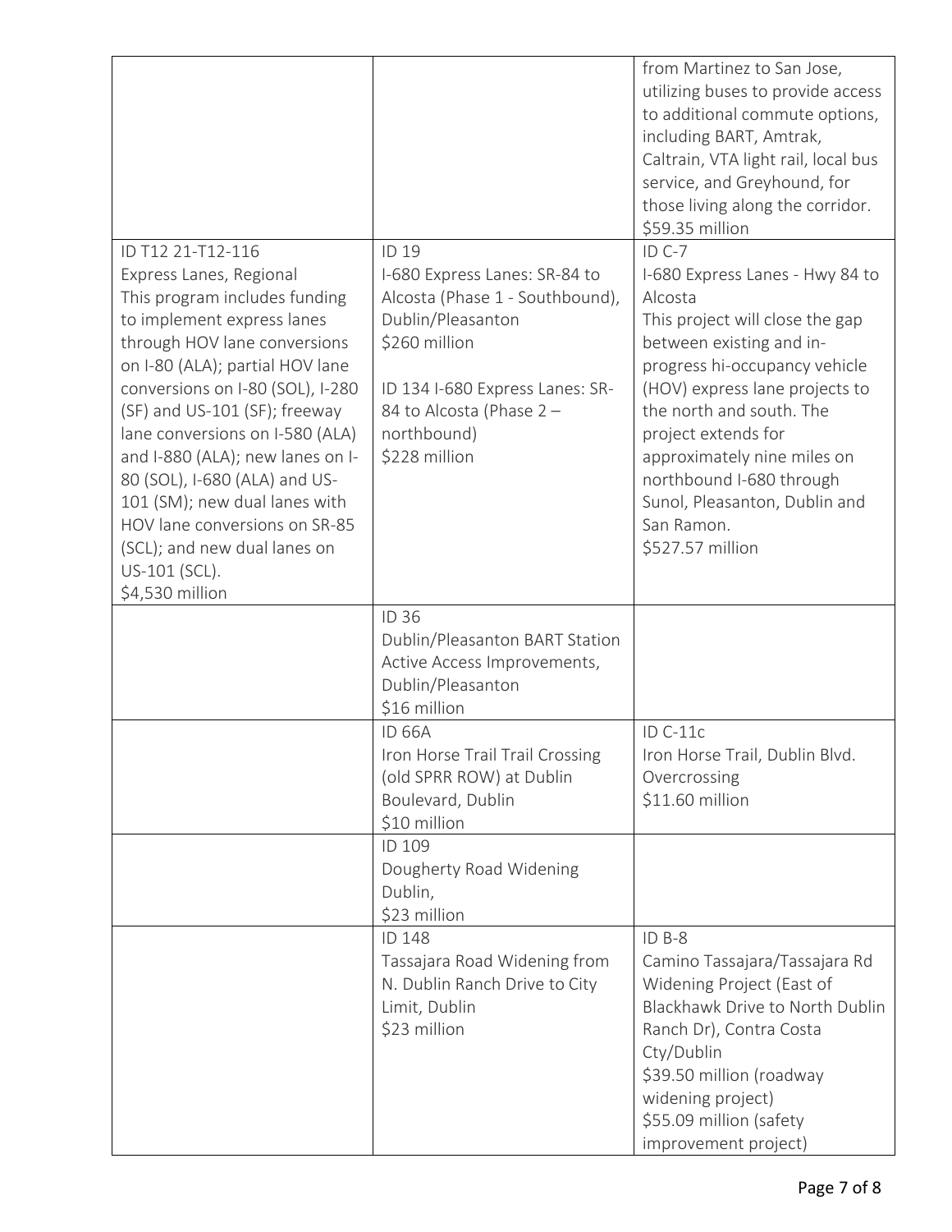| | | |
|---|---|---|
| | | from Martinez to San Jose, utilizing buses to provide access to additional commute options, including BART, Amtrak, Caltrain, VTA light rail, local bus service, and Greyhound, for those living along the corridor.<br>$59.35 million |
| ID T12 21-T12-116<br>Express Lanes, Regional<br>This program includes funding to implement express lanes through HOV lane conversions on I-80 (ALA); partial HOV lane conversions on I-80 (SOL), I-280 (SF) and US-101 (SF); freeway lane conversions on I-580 (ALA) and I-880 (ALA); new lanes on I-80 (SOL), I-680 (ALA) and US-101 (SM); new dual lanes with HOV lane conversions on SR-85 (SCL); and new dual lanes on US-101 (SCL).<br>$4,530 million | ID 19<br>I-680 Express Lanes: SR-84 to Alcosta (Phase 1 - Southbound), Dublin/Pleasanton<br>$260 million<br><br>ID 134 I-680 Express Lanes: SR-84 to Alcosta (Phase 2 – northbound)<br>$228 million | ID C-7<br>I-680 Express Lanes - Hwy 84 to Alcosta<br>This project will close the gap between existing and in-progress hi-occupancy vehicle (HOV) express lane projects to the north and south. The project extends for approximately nine miles on northbound I-680 through Sunol, Pleasanton, Dublin and San Ramon.<br>$527.57 million |
| | ID 36<br>Dublin/Pleasanton BART Station Active Access Improvements, Dublin/Pleasanton<br>$16 million | |
| | ID 66A<br>Iron Horse Trail Trail Crossing (old SPRR ROW) at Dublin Boulevard, Dublin<br>$10 million | ID C-11c<br>Iron Horse Trail, Dublin Blvd. Overcrossing<br>$11.60 million |
| | ID 109<br>Dougherty Road Widening Dublin,<br>$23 million | |
| | ID 148<br>Tassajara Road Widening from N. Dublin Ranch Drive to City Limit, Dublin<br>$23 million | ID B-8<br>Camino Tassajara/Tassajara Rd Widening Project (East of Blackhawk Drive to North Dublin Ranch Dr), Contra Costa Cty/Dublin<br>$39.50 million (roadway widening project)<br>$55.09 million (safety improvement project) |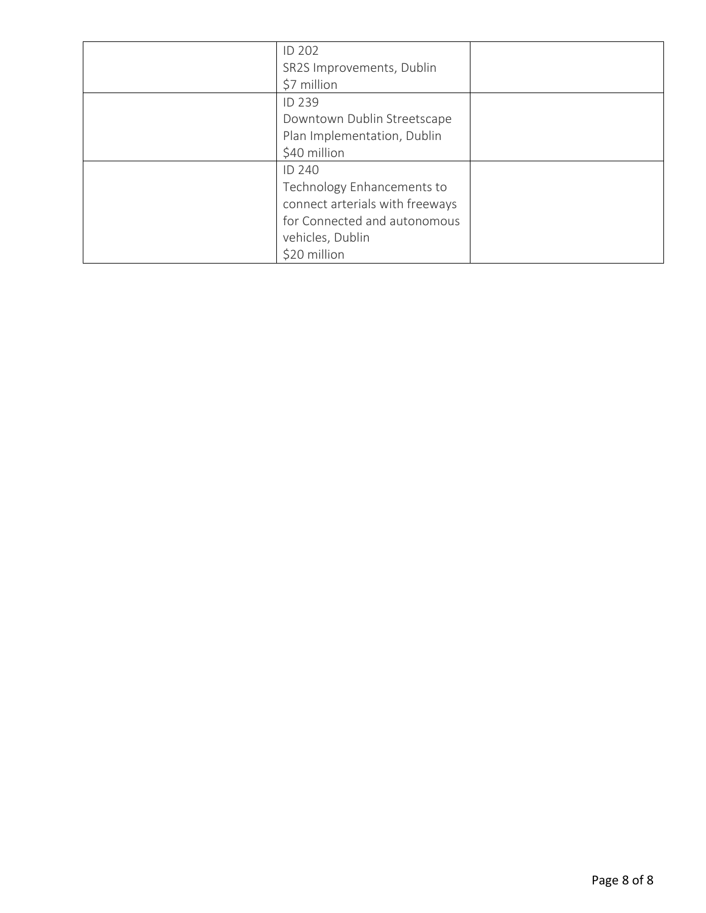| | | |
|---|---|---|
| | ID 202<br>SR2S Improvements, Dublin<br>$7 million | |
| | ID 239<br>Downtown Dublin Streetscape Plan Implementation, Dublin<br>$40 million | |
| | ID 240<br>Technology Enhancements to connect arterials with freeways for Connected and autonomous vehicles, Dublin<br>$20 million | |